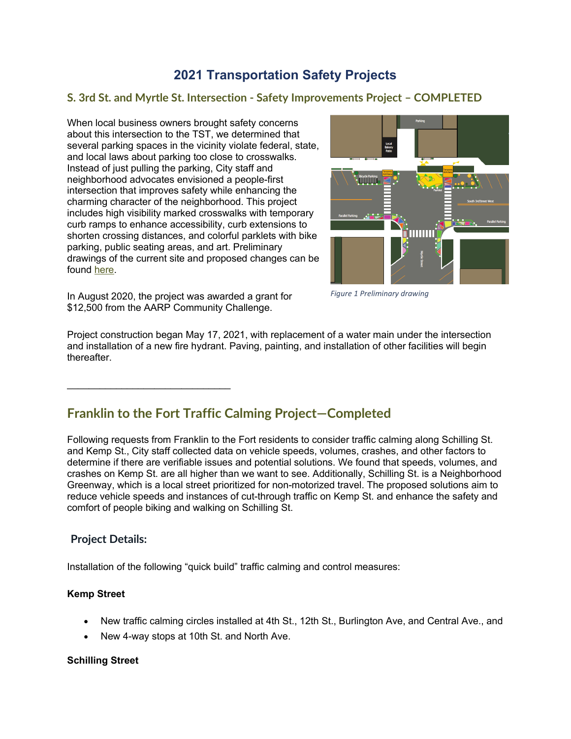# 2021 Transportation Safety Projects

## S. 3rd St. and Myrtle St. Intersection - Safety Improvements Project – COMPLETED

When local business owners brought safety concerns about this intersection to the TST, we determined that several parking spaces in the vicinity violate federal, state, and local laws about parking too close to crosswalks. Instead of just pulling the parking, City staff and neighborhood advocates envisioned a people-first intersection that improves safety while enhancing the charming character of the neighborhood. This project includes high visibility marked crosswalks with temporary curb ramps to enhance accessibility, curb extensions to shorten crossing distances, and colorful parklets with bike parking, public seating areas, and art. Preliminary drawings of the current site and proposed changes can be found here.

*Figure 1 Preliminary drawing*

In August 2020, the project was awarded a grant for $12,500 from the AARP Community Challenge.

Project construction began May 17, 2021, with replacement of a water main under the intersection and installation of a new fire hydrant. Paving, painting, and installation of other facilities will begin thereafter.

---

## Franklin to the Fort Traffic Calming Project—Completed

Following requests from Franklin to the Fort residents to consider traffic calming along Schilling St. and Kemp St., City staff collected data on vehicle speeds, volumes, crashes, and other factors to determine if there are verifiable issues and potential solutions. We found that speeds, volumes, and crashes on Kemp St. are all higher than we want to see. Additionally, Schilling St. is a Neighborhood Greenway, which is a local street prioritized for non-motorized travel. The proposed solutions aim to reduce vehicle speeds and instances of cut-through traffic on Kemp St. and enhance the safety and comfort of people biking and walking on Schilling St.

### Project Details:

Installation of the following "quick build" traffic calming and control measures:

**Kemp Street**

- New traffic calming circles installed at 4th St., 12th St., Burlington Ave, and Central Ave., and
- New 4-way stops at 10th St. and North Ave.

**Schilling Street**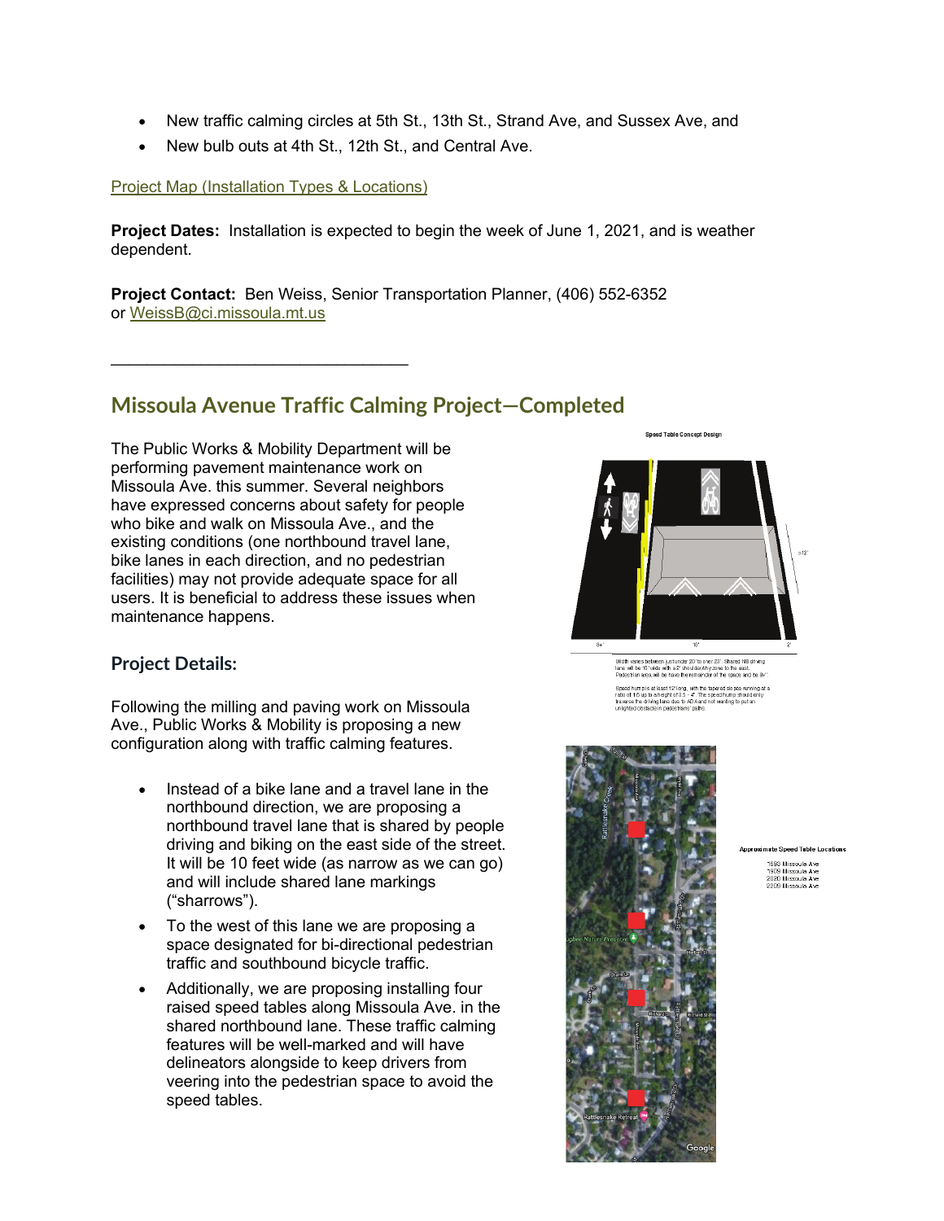- New traffic calming circles at 5th St., 13th St., Strand Ave, and Sussex Ave, and
- New bulb outs at 4th St., 12th St., and Central Ave.

[Project Map (Installation Types & Locations)]

**Project Dates:** Installation is expected to begin the week of June 1, 2021, and is weather dependent.

**Project Contact:** Ben Weiss, Senior Transportation Planner, (406) 552-6352 or WeissB@ci.missoula.mt.us

---

## Missoula Avenue Traffic Calming Project—Completed

The Public Works & Mobility Department will be performing pavement maintenance work on Missoula Ave. this summer. Several neighbors have expressed concerns about safety for people who bike and walk on Missoula Ave., and the existing conditions (one northbound travel lane, bike lanes in each direction, and no pedestrian facilities) may not provide adequate space for all users. It is beneficial to address these issues when maintenance happens.

### Project Details:

Following the milling and paving work on Missoula Ave., Public Works & Mobility is proposing a new configuration along with traffic calming features.

- Instead of a bike lane and a travel lane in the northbound direction, we are proposing a northbound travel lane that is shared by people driving and biking on the east side of the street. It will be 10 feet wide (as narrow as we can go) and will include shared lane markings ("sharrows").
- To the west of this lane we are proposing a space designated for bi-directional pedestrian traffic and southbound bicycle traffic.
- Additionally, we are proposing installing four raised speed tables along Missoula Ave. in the shared northbound lane. These traffic calming features will be well-marked and will have delineators alongside to keep drivers from veering into the pedestrian space to avoid the speed tables.

Speed Table Concept Design

Width varies between just under 20' to over 20'. Shared NB driving lane will be 10' wide with a 2' shoulder/buffer zone to the east. Pedestrian area will be have the remainder of the space and be 8+'.

Speed hump is at least 12' long, with the tapered slopes running at a ratio of 1:5 up to a height of 3.5 - 4". The speed hump should only traverse the driving lane due to ADA and not wanting to put an unlighted obstacle in pedestrians' paths.

Approximate Speed Table Locations

1893 Missoula Ave
1909 Missoula Ave
2020 Missoula Ave
2209 Missoula Ave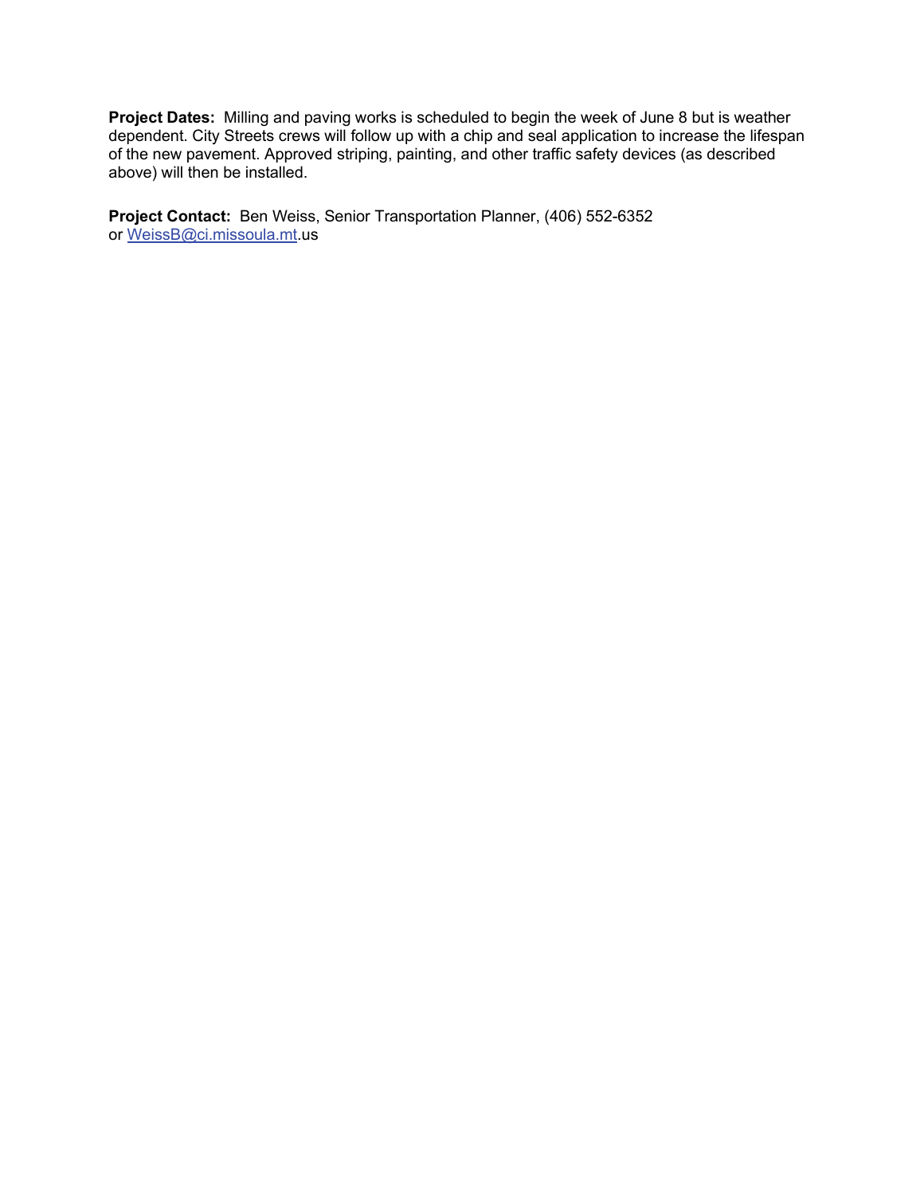**Project Dates:** Milling and paving works is scheduled to begin the week of June 8 but is weather dependent. City Streets crews will follow up with a chip and seal application to increase the lifespan of the new pavement. Approved striping, painting, and other traffic safety devices (as described above) will then be installed.

**Project Contact:** Ben Weiss, Senior Transportation Planner, (406) 552-6352 or [WeissB@ci.missoula.mt](mailto:WeissB@ci.missoula.mt).us